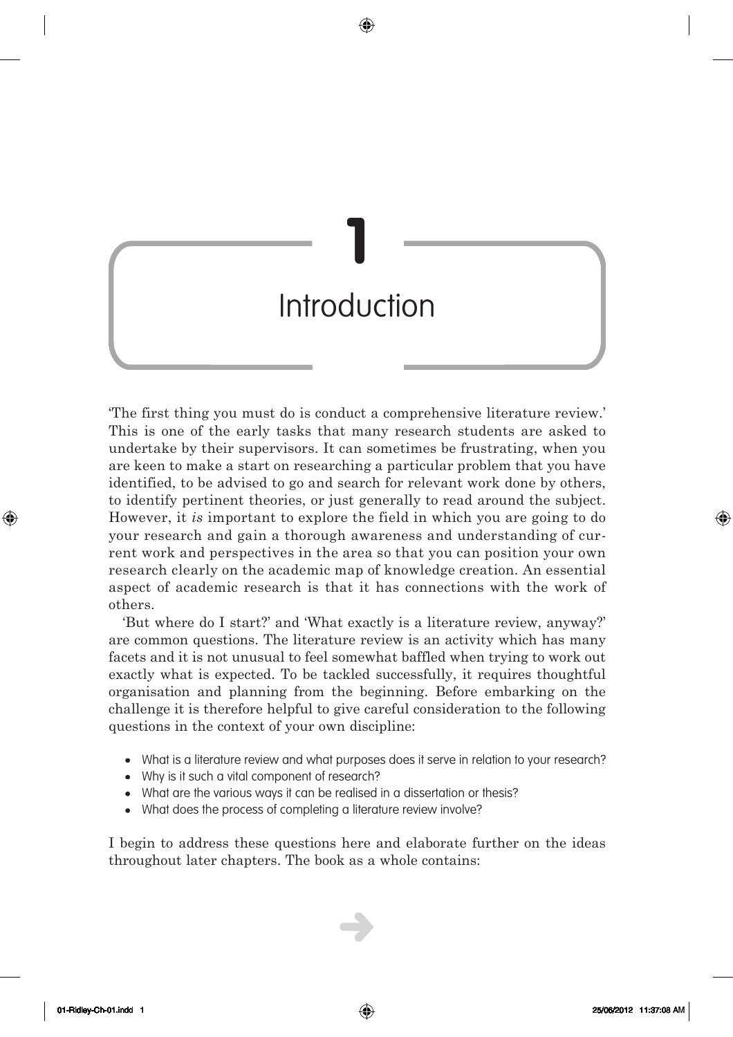# 1 Introduction

'The first thing you must do is conduct a comprehensive literature review.' This is one of the early tasks that many research students are asked to undertake by their supervisors. It can sometimes be frustrating, when you are keen to make a start on researching a particular problem that you have identified, to be advised to go and search for relevant work done by others, to identify pertinent theories, or just generally to read around the subject. However, it *is* important to explore the field in which you are going to do your research and gain a thorough awareness and understanding of current work and perspectives in the area so that you can position your own research clearly on the academic map of knowledge creation. An essential aspect of academic research is that it has connections with the work of others.

'But where do I start?' and 'What exactly is a literature review, anyway?' are common questions. The literature review is an activity which has many facets and it is not unusual to feel somewhat baffled when trying to work out exactly what is expected. To be tackled successfully, it requires thoughtful organisation and planning from the beginning. Before embarking on the challenge it is therefore helpful to give careful consideration to the following questions in the context of your own discipline:

- What is a literature review and what purposes does it serve in relation to your research?
- Why is it such a vital component of research?
- What are the various ways it can be realised in a dissertation or thesis?
- What does the process of completing a literature review involve?

I begin to address these questions here and elaborate further on the ideas throughout later chapters. The book as a whole contains: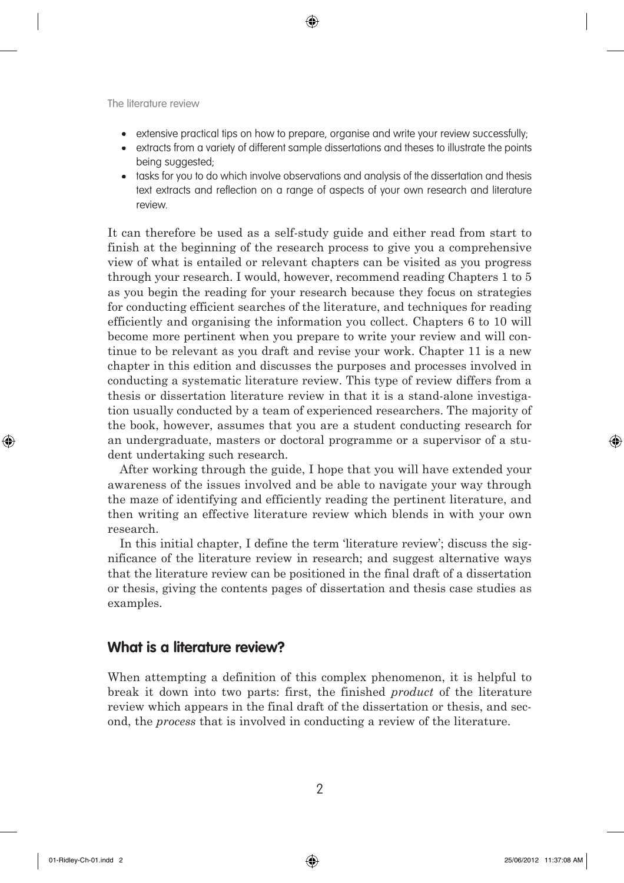- extensive practical tips on how to prepare, organise and write your review successfully;
- extracts from a variety of different sample dissertations and theses to illustrate the points being suggested;
- tasks for you to do which involve observations and analysis of the dissertation and thesis text extracts and reflection on a range of aspects of your own research and literature review.

It can therefore be used as a self-study guide and either read from start to finish at the beginning of the research process to give you a comprehensive view of what is entailed or relevant chapters can be visited as you progress through your research. I would, however, recommend reading Chapters 1 to 5 as you begin the reading for your research because they focus on strategies for conducting efficient searches of the literature, and techniques for reading efficiently and organising the information you collect. Chapters 6 to 10 will become more pertinent when you prepare to write your review and will continue to be relevant as you draft and revise your work. Chapter 11 is a new chapter in this edition and discusses the purposes and processes involved in conducting a systematic literature review. This type of review differs from a thesis or dissertation literature review in that it is a stand-alone investigation usually conducted by a team of experienced researchers. The majority of the book, however, assumes that you are a student conducting research for an undergraduate, masters or doctoral programme or a supervisor of a student undertaking such research.

After working through the guide, I hope that you will have extended your awareness of the issues involved and be able to navigate your way through the maze of identifying and efficiently reading the pertinent literature, and then writing an effective literature review which blends in with your own research.

In this initial chapter, I define the term 'literature review'; discuss the significance of the literature review in research; and suggest alternative ways that the literature review can be positioned in the final draft of a dissertation or thesis, giving the contents pages of dissertation and thesis case studies as examples.

## What is a literature review?

When attempting a definition of this complex phenomenon, it is helpful to break it down into two parts: first, the finished *product* of the literature review which appears in the final draft of the dissertation or thesis, and second, the *process* that is involved in conducting a review of the literature.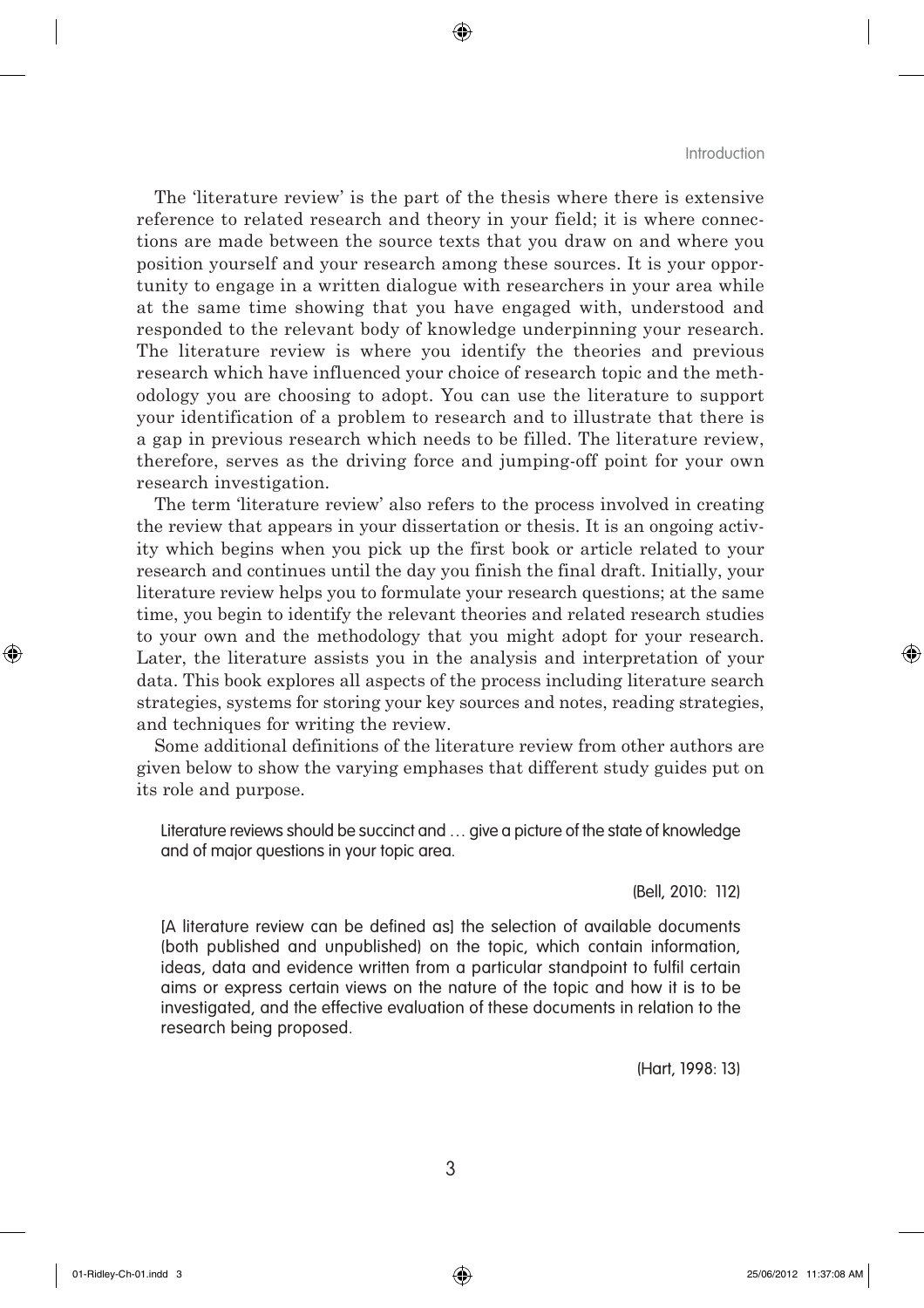The 'literature review' is the part of the thesis where there is extensive reference to related research and theory in your field; it is where connections are made between the source texts that you draw on and where you position yourself and your research among these sources. It is your opportunity to engage in a written dialogue with researchers in your area while at the same time showing that you have engaged with, understood and responded to the relevant body of knowledge underpinning your research. The literature review is where you identify the theories and previous research which have influenced your choice of research topic and the methodology you are choosing to adopt. You can use the literature to support your identification of a problem to research and to illustrate that there is a gap in previous research which needs to be filled. The literature review, therefore, serves as the driving force and jumping-off point for your own research investigation.

The term 'literature review' also refers to the process involved in creating the review that appears in your dissertation or thesis. It is an ongoing activity which begins when you pick up the first book or article related to your research and continues until the day you finish the final draft. Initially, your literature review helps you to formulate your research questions; at the same time, you begin to identify the relevant theories and related research studies to your own and the methodology that you might adopt for your research. Later, the literature assists you in the analysis and interpretation of your data. This book explores all aspects of the process including literature search strategies, systems for storing your key sources and notes, reading strategies, and techniques for writing the review.

Some additional definitions of the literature review from other authors are given below to show the varying emphases that different study guides put on its role and purpose.

> Literature reviews should be succinct and … give a picture of the state of knowledge and of major questions in your topic area.
>
> (Bell, 2010: 112)

> [A literature review can be defined as] the selection of available documents (both published and unpublished) on the topic, which contain information, ideas, data and evidence written from a particular standpoint to fulfil certain aims or express certain views on the nature of the topic and how it is to be investigated, and the effective evaluation of these documents in relation to the research being proposed.
>
> (Hart, 1998: 13)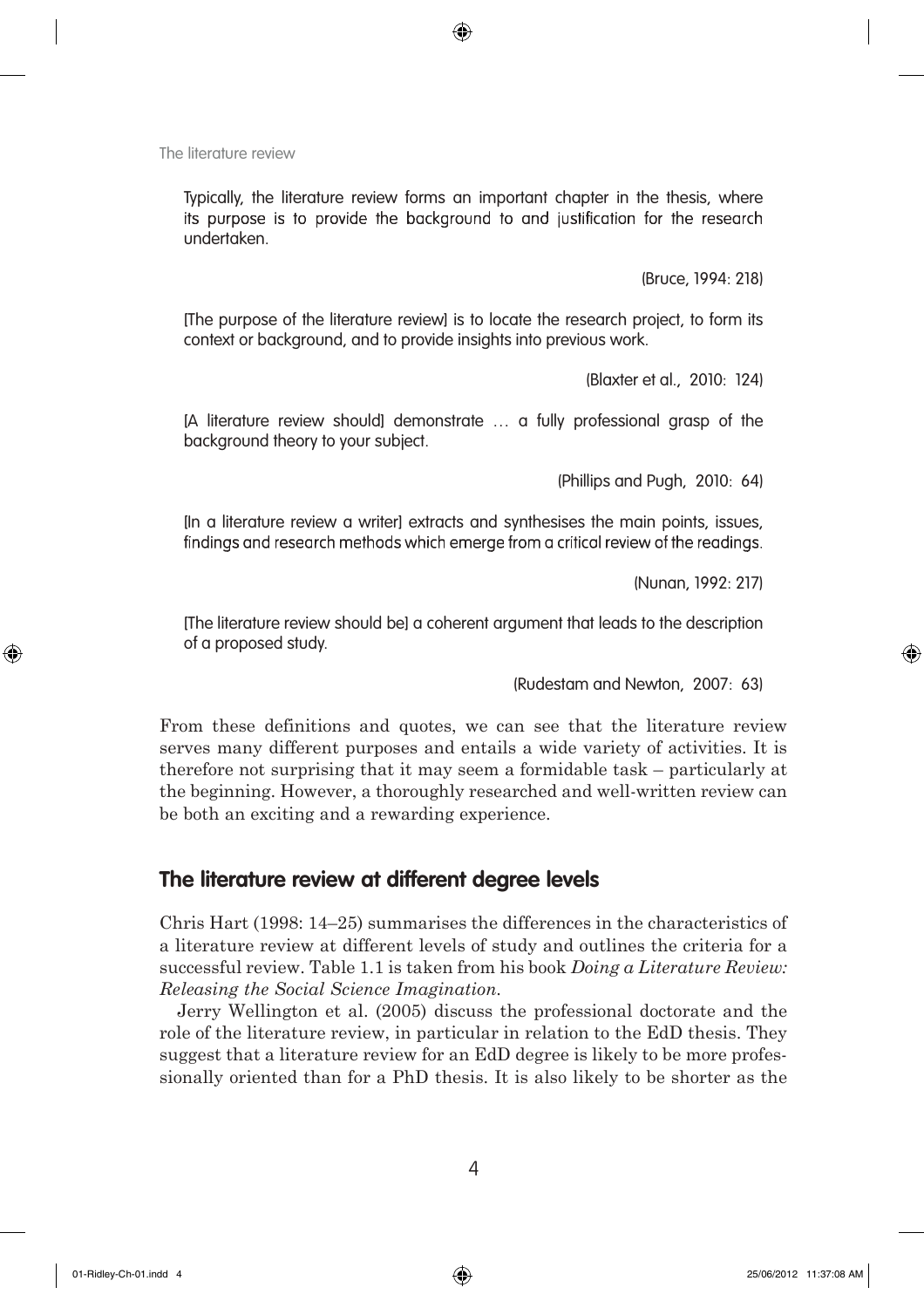> Typically, the literature review forms an important chapter in the thesis, where its purpose is to provide the background to and justification for the research undertaken.
>
> (Bruce, 1994: 218)

> [The purpose of the literature review] is to locate the research project, to form its context or background, and to provide insights into previous work.
>
> (Blaxter et al., 2010: 124)

> [A literature review should] demonstrate … a fully professional grasp of the background theory to your subject.
>
> (Phillips and Pugh, 2010: 64)

> [In a literature review a writer] extracts and synthesises the main points, issues, findings and research methods which emerge from a critical review of the readings.
>
> (Nunan, 1992: 217)

> [The literature review should be] a coherent argument that leads to the description of a proposed study.
>
> (Rudestam and Newton, 2007: 63)

From these definitions and quotes, we can see that the literature review serves many different purposes and entails a wide variety of activities. It is therefore not surprising that it may seem a formidable task – particularly at the beginning. However, a thoroughly researched and well-written review can be both an exciting and a rewarding experience.

## The literature review at different degree levels

Chris Hart (1998: 14–25) summarises the differences in the characteristics of a literature review at different levels of study and outlines the criteria for a successful review. Table 1.1 is taken from his book *Doing a Literature Review: Releasing the Social Science Imagination*.

Jerry Wellington et al. (2005) discuss the professional doctorate and the role of the literature review, in particular in relation to the EdD thesis. They suggest that a literature review for an EdD degree is likely to be more professionally oriented than for a PhD thesis. It is also likely to be shorter as the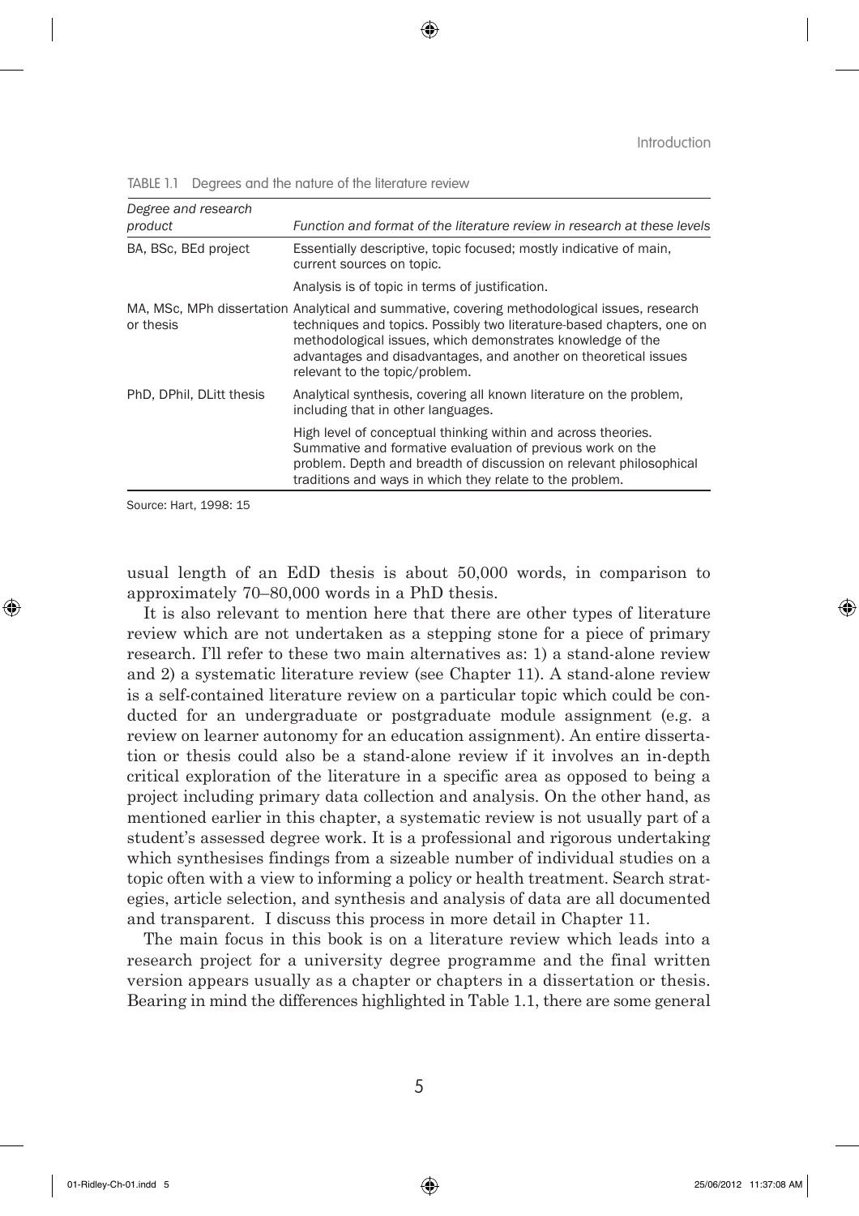TABLE 1.1 Degrees and the nature of the literature review

| *Degree and research product* | *Function and format of the literature review in research at these levels* |
| --- | --- |
| BA, BSc, BEd project | Essentially descriptive, topic focused; mostly indicative of main, current sources on topic. |
| | Analysis is of topic in terms of justification. |
| MA, MSc, MPh dissertation or thesis | Analytical and summative, covering methodological issues, research techniques and topics. Possibly two literature-based chapters, one on methodological issues, which demonstrates knowledge of the advantages and disadvantages, and another on theoretical issues relevant to the topic/problem. |
| PhD, DPhil, DLitt thesis | Analytical synthesis, covering all known literature on the problem, including that in other languages. |
| | High level of conceptual thinking within and across theories. Summative and formative evaluation of previous work on the problem. Depth and breadth of discussion on relevant philosophical traditions and ways in which they relate to the problem. |

Source: Hart, 1998: 15

usual length of an EdD thesis is about 50,000 words, in comparison to approximately 70–80,000 words in a PhD thesis.

It is also relevant to mention here that there are other types of literature review which are not undertaken as a stepping stone for a piece of primary research. I'll refer to these two main alternatives as: 1) a stand-alone review and 2) a systematic literature review (see Chapter 11). A stand-alone review is a self-contained literature review on a particular topic which could be conducted for an undergraduate or postgraduate module assignment (e.g. a review on learner autonomy for an education assignment). An entire dissertation or thesis could also be a stand-alone review if it involves an in-depth critical exploration of the literature in a specific area as opposed to being a project including primary data collection and analysis. On the other hand, as mentioned earlier in this chapter, a systematic review is not usually part of a student's assessed degree work. It is a professional and rigorous undertaking which synthesises findings from a sizeable number of individual studies on a topic often with a view to informing a policy or health treatment. Search strategies, article selection, and synthesis and analysis of data are all documented and transparent. I discuss this process in more detail in Chapter 11.

The main focus in this book is on a literature review which leads into a research project for a university degree programme and the final written version appears usually as a chapter or chapters in a dissertation or thesis. Bearing in mind the differences highlighted in Table 1.1, there are some general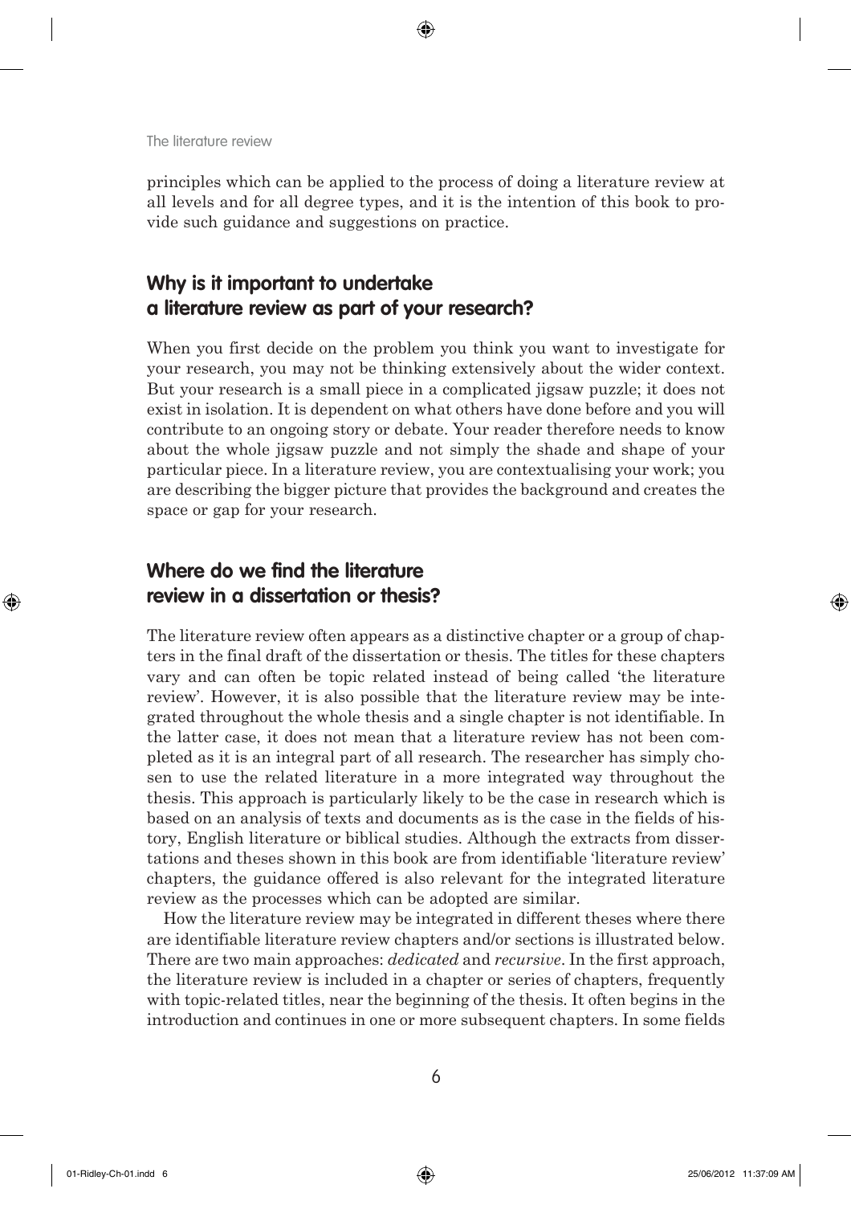principles which can be applied to the process of doing a literature review at all levels and for all degree types, and it is the intention of this book to provide such guidance and suggestions on practice.

## Why is it important to undertake a literature review as part of your research?

When you first decide on the problem you think you want to investigate for your research, you may not be thinking extensively about the wider context. But your research is a small piece in a complicated jigsaw puzzle; it does not exist in isolation. It is dependent on what others have done before and you will contribute to an ongoing story or debate. Your reader therefore needs to know about the whole jigsaw puzzle and not simply the shade and shape of your particular piece. In a literature review, you are contextualising your work; you are describing the bigger picture that provides the background and creates the space or gap for your research.

## Where do we find the literature review in a dissertation or thesis?

The literature review often appears as a distinctive chapter or a group of chapters in the final draft of the dissertation or thesis. The titles for these chapters vary and can often be topic related instead of being called 'the literature review'. However, it is also possible that the literature review may be integrated throughout the whole thesis and a single chapter is not identifiable. In the latter case, it does not mean that a literature review has not been completed as it is an integral part of all research. The researcher has simply chosen to use the related literature in a more integrated way throughout the thesis. This approach is particularly likely to be the case in research which is based on an analysis of texts and documents as is the case in the fields of history, English literature or biblical studies. Although the extracts from dissertations and theses shown in this book are from identifiable 'literature review' chapters, the guidance offered is also relevant for the integrated literature review as the processes which can be adopted are similar.

How the literature review may be integrated in different theses where there are identifiable literature review chapters and/or sections is illustrated below. There are two main approaches: *dedicated* and *recursive*. In the first approach, the literature review is included in a chapter or series of chapters, frequently with topic-related titles, near the beginning of the thesis. It often begins in the introduction and continues in one or more subsequent chapters. In some fields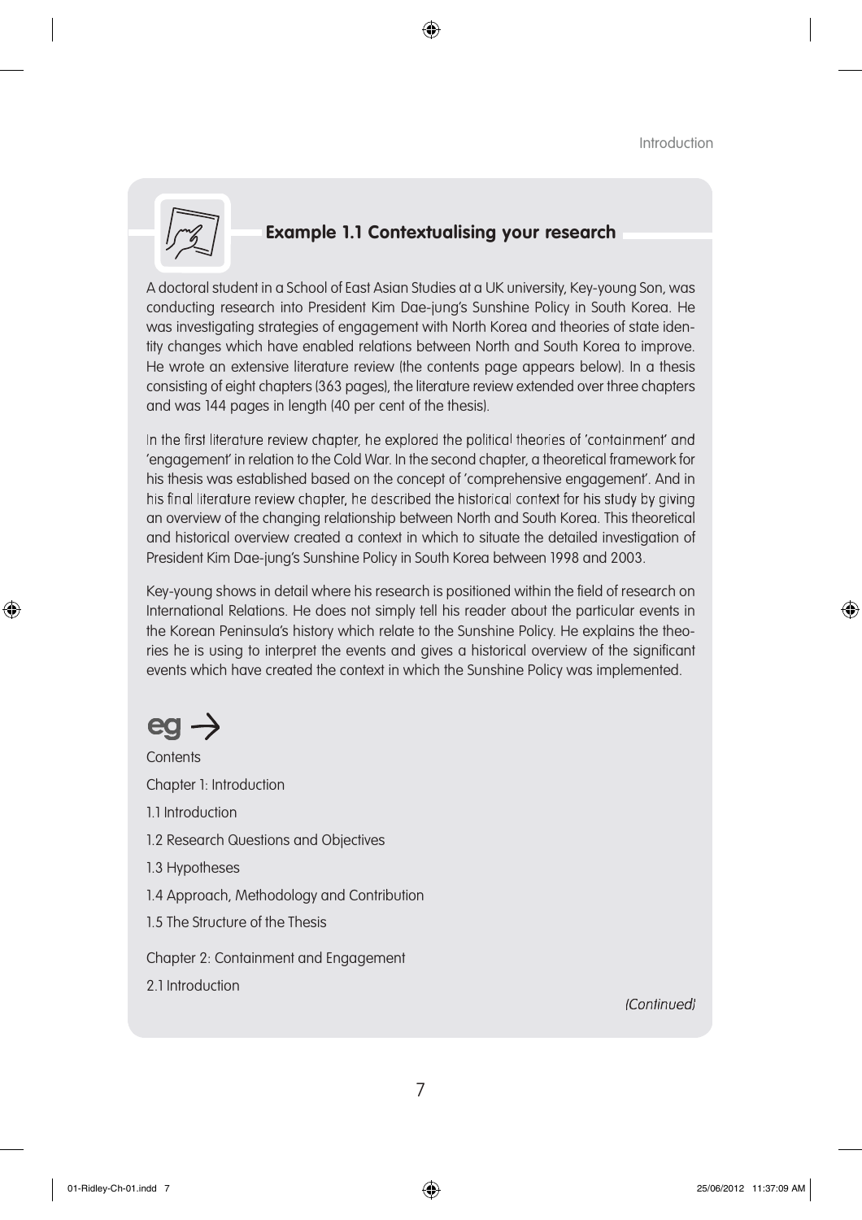### Example 1.1 Contextualising your research

A doctoral student in a School of East Asian Studies at a UK university, Key-young Son, was conducting research into President Kim Dae-jung's Sunshine Policy in South Korea. He was investigating strategies of engagement with North Korea and theories of state identity changes which have enabled relations between North and South Korea to improve. He wrote an extensive literature review (the contents page appears below). In a thesis consisting of eight chapters (363 pages), the literature review extended over three chapters and was 144 pages in length (40 per cent of the thesis).

In the first literature review chapter, he explored the political theories of 'containment' and 'engagement' in relation to the Cold War. In the second chapter, a theoretical framework for his thesis was established based on the concept of 'comprehensive engagement'. And in his final literature review chapter, he described the historical context for his study by giving an overview of the changing relationship between North and South Korea. This theoretical and historical overview created a context in which to situate the detailed investigation of President Kim Dae-jung's Sunshine Policy in South Korea between 1998 and 2003.

Key-young shows in detail where his research is positioned within the field of research on International Relations. He does not simply tell his reader about the particular events in the Korean Peninsula's history which relate to the Sunshine Policy. He explains the theories he is using to interpret the events and gives a historical overview of the significant events which have created the context in which the Sunshine Policy was implemented.

**eg →**

Contents

Chapter 1: Introduction

1.1 Introduction

1.2 Research Questions and Objectives

1.3 Hypotheses

1.4 Approach, Methodology and Contribution

1.5 The Structure of the Thesis

Chapter 2: Containment and Engagement

2.1 Introduction

*(Continued)*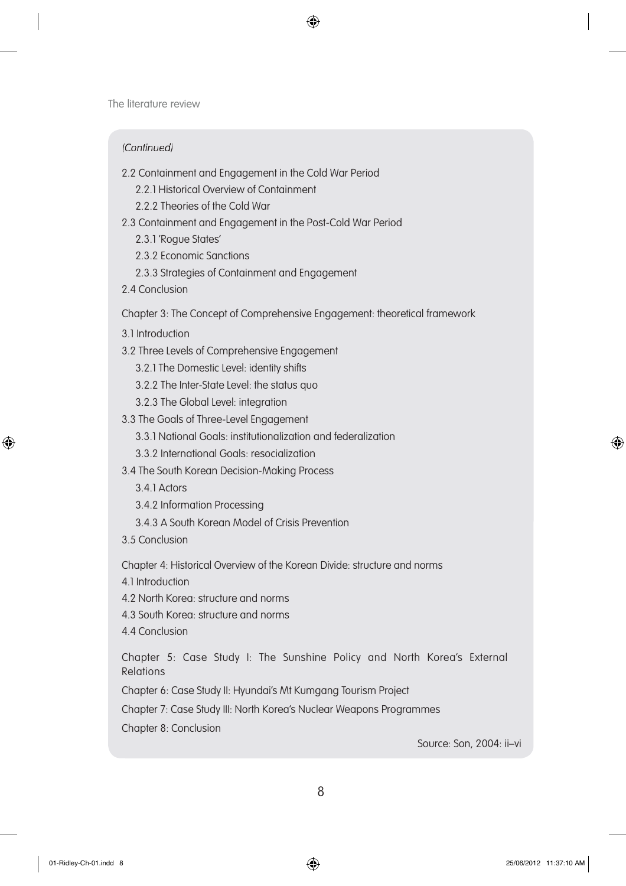*(Continued)*

2.2 Containment and Engagement in the Cold War Period
  2.2.1 Historical Overview of Containment
  2.2.2 Theories of the Cold War
2.3 Containment and Engagement in the Post-Cold War Period
  2.3.1 'Rogue States'
  2.3.2 Economic Sanctions
  2.3.3 Strategies of Containment and Engagement
2.4 Conclusion

Chapter 3: The Concept of Comprehensive Engagement: theoretical framework

3.1 Introduction
3.2 Three Levels of Comprehensive Engagement
  3.2.1 The Domestic Level: identity shifts
  3.2.2 The Inter-State Level: the status quo
  3.2.3 The Global Level: integration
3.3 The Goals of Three-Level Engagement
  3.3.1 National Goals: institutionalization and federalization
  3.3.2 International Goals: resocialization
3.4 The South Korean Decision-Making Process
  3.4.1 Actors
  3.4.2 Information Processing
  3.4.3 A South Korean Model of Crisis Prevention
3.5 Conclusion

Chapter 4: Historical Overview of the Korean Divide: structure and norms

4.1 Introduction
4.2 North Korea: structure and norms
4.3 South Korea: structure and norms
4.4 Conclusion

Chapter 5: Case Study I: The Sunshine Policy and North Korea's External Relations

Chapter 6: Case Study II: Hyundai's Mt Kumgang Tourism Project

Chapter 7: Case Study III: North Korea's Nuclear Weapons Programmes

Chapter 8: Conclusion

Source: Son, 2004: ii–vi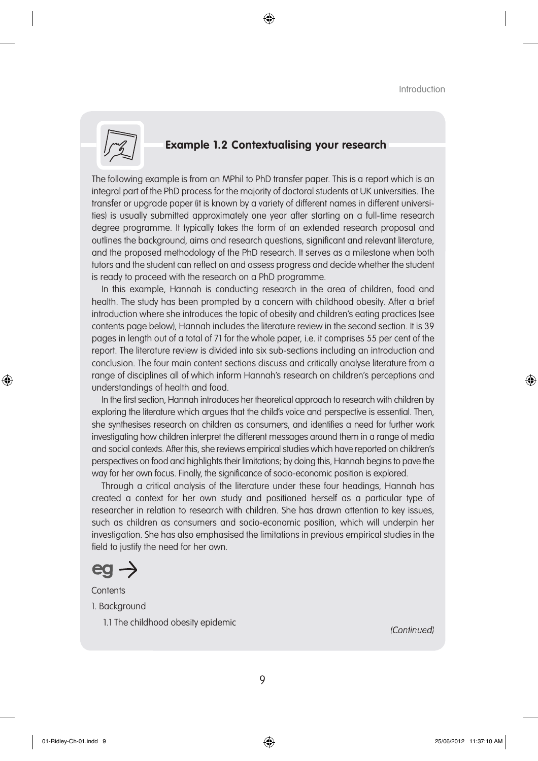### Example 1.2 Contextualising your research

The following example is from an MPhil to PhD transfer paper. This is a report which is an integral part of the PhD process for the majority of doctoral students at UK universities. The transfer or upgrade paper (it is known by a variety of different names in different universities) is usually submitted approximately one year after starting on a full-time research degree programme. It typically takes the form of an extended research proposal and outlines the background, aims and research questions, significant and relevant literature, and the proposed methodology of the PhD research. It serves as a milestone when both tutors and the student can reflect on and assess progress and decide whether the student is ready to proceed with the research on a PhD programme.

In this example, Hannah is conducting research in the area of children, food and health. The study has been prompted by a concern with childhood obesity. After a brief introduction where she introduces the topic of obesity and children's eating practices (see contents page below), Hannah includes the literature review in the second section. It is 39 pages in length out of a total of 71 for the whole paper, i.e. it comprises 55 per cent of the report. The literature review is divided into six sub-sections including an introduction and conclusion. The four main content sections discuss and critically analyse literature from a range of disciplines all of which inform Hannah's research on children's perceptions and understandings of health and food.

In the first section, Hannah introduces her theoretical approach to research with children by exploring the literature which argues that the child's voice and perspective is essential. Then, she synthesises research on children as consumers, and identifies a need for further work investigating how children interpret the different messages around them in a range of media and social contexts. After this, she reviews empirical studies which have reported on children's perspectives on food and highlights their limitations; by doing this, Hannah begins to pave the way for her own focus. Finally, the significance of socio-economic position is explored.

Through a critical analysis of the literature under these four headings, Hannah has created a context for her own study and positioned herself as a particular type of researcher in relation to research with children. She has drawn attention to key issues, such as children as consumers and socio-economic position, which will underpin her investigation. She has also emphasised the limitations in previous empirical studies in the field to justify the need for her own.

**eg →**

Contents

1. Background

   1.1 The childhood obesity epidemic

*(Continued)*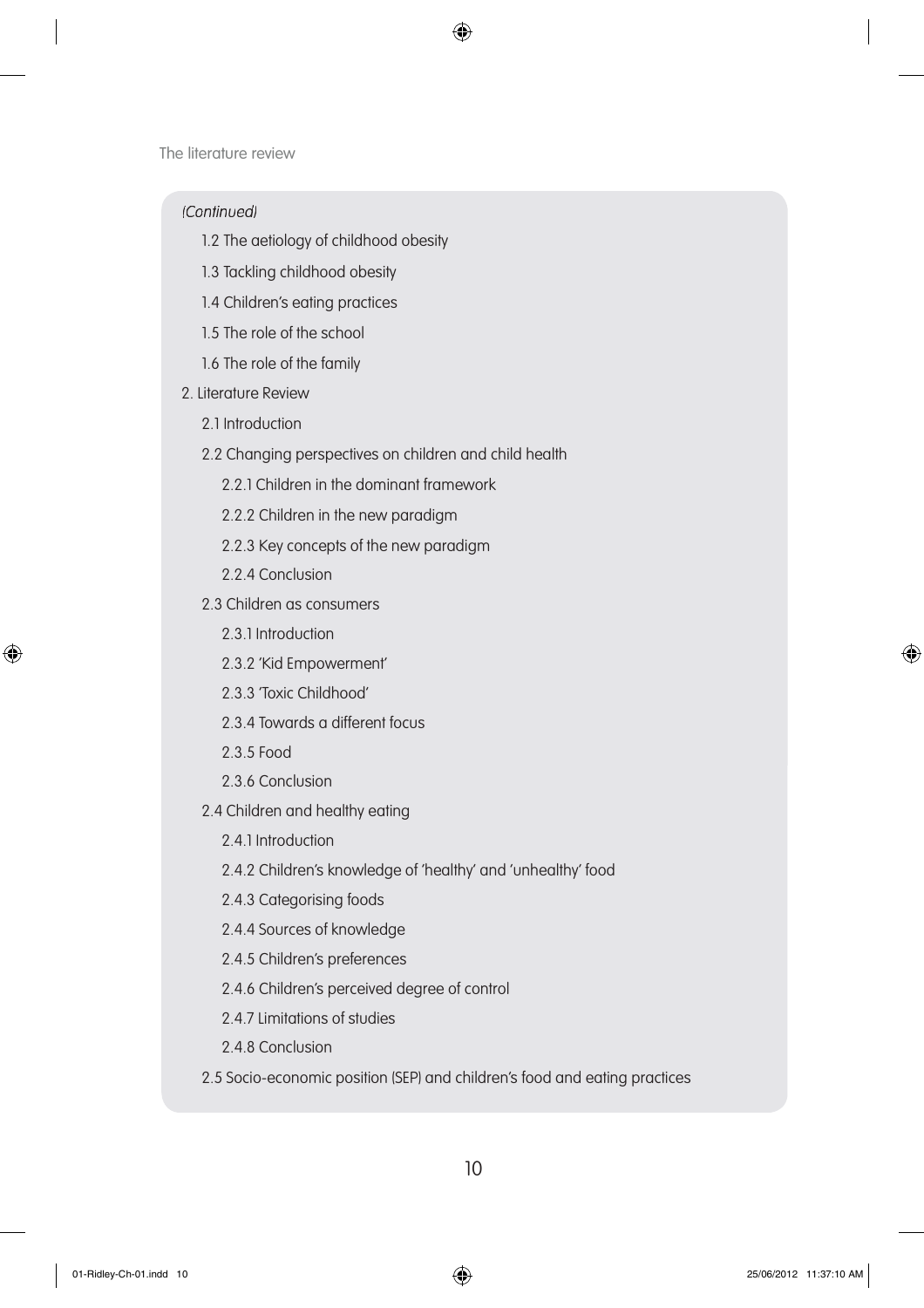*(Continued)*

- 1.2 The aetiology of childhood obesity
- 1.3 Tackling childhood obesity
- 1.4 Children's eating practices
- 1.5 The role of the school
- 1.6 The role of the family

2. Literature Review
   - 2.1 Introduction
   - 2.2 Changing perspectives on children and child health
     - 2.2.1 Children in the dominant framework
     - 2.2.2 Children in the new paradigm
     - 2.2.3 Key concepts of the new paradigm
     - 2.2.4 Conclusion
   - 2.3 Children as consumers
     - 2.3.1 Introduction
     - 2.3.2 'Kid Empowerment'
     - 2.3.3 'Toxic Childhood'
     - 2.3.4 Towards a different focus
     - 2.3.5 Food
     - 2.3.6 Conclusion
   - 2.4 Children and healthy eating
     - 2.4.1 Introduction
     - 2.4.2 Children's knowledge of 'healthy' and 'unhealthy' food
     - 2.4.3 Categorising foods
     - 2.4.4 Sources of knowledge
     - 2.4.5 Children's preferences
     - 2.4.6 Children's perceived degree of control
     - 2.4.7 Limitations of studies
     - 2.4.8 Conclusion
   - 2.5 Socio-economic position (SEP) and children's food and eating practices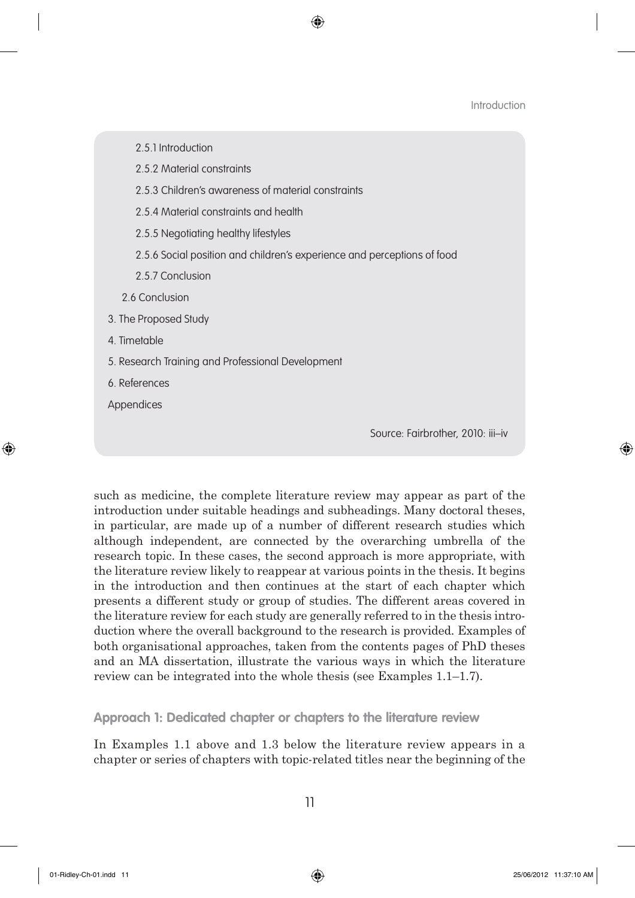2.5.1 Introduction

2.5.2 Material constraints

2.5.3 Children's awareness of material constraints

2.5.4 Material constraints and health

2.5.5 Negotiating healthy lifestyles

2.5.6 Social position and children's experience and perceptions of food

2.5.7 Conclusion

2.6 Conclusion

3. The Proposed Study

4. Timetable

5. Research Training and Professional Development

6. References

Appendices

Source: Fairbrother, 2010: iii–iv

such as medicine, the complete literature review may appear as part of the introduction under suitable headings and subheadings. Many doctoral theses, in particular, are made up of a number of different research studies which although independent, are connected by the overarching umbrella of the research topic. In these cases, the second approach is more appropriate, with the literature review likely to reappear at various points in the thesis. It begins in the introduction and then continues at the start of each chapter which presents a different study or group of studies. The different areas covered in the literature review for each study are generally referred to in the thesis introduction where the overall background to the research is provided. Examples of both organisational approaches, taken from the contents pages of PhD theses and an MA dissertation, illustrate the various ways in which the literature review can be integrated into the whole thesis (see Examples 1.1–1.7).

### Approach 1: Dedicated chapter or chapters to the literature review

In Examples 1.1 above and 1.3 below the literature review appears in a chapter or series of chapters with topic-related titles near the beginning of the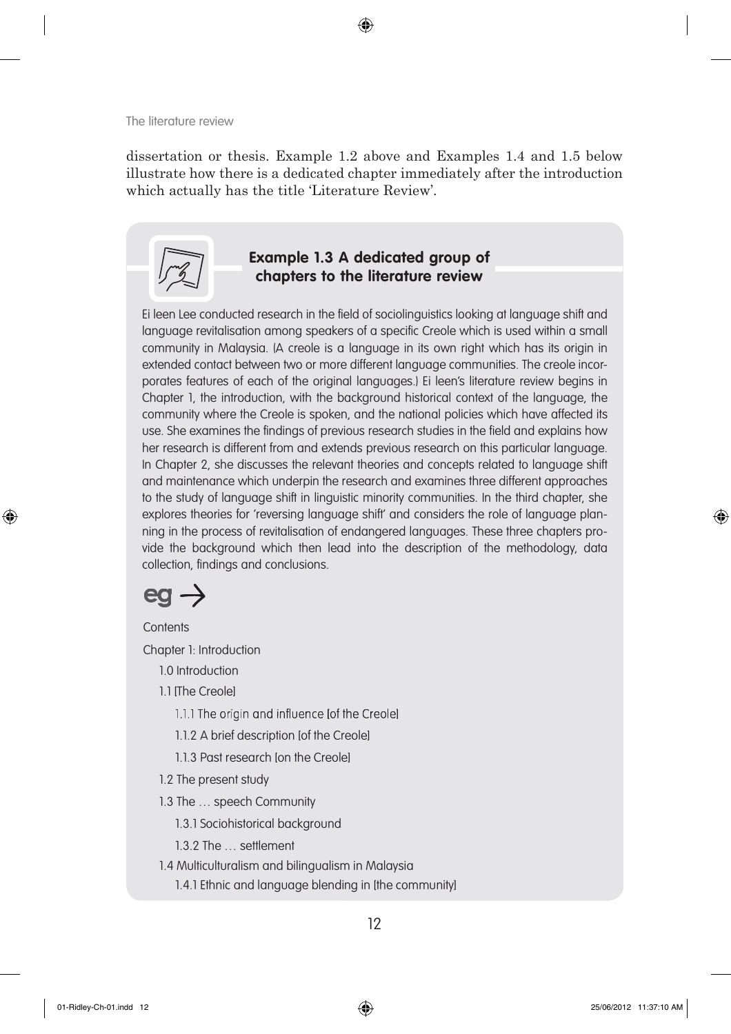dissertation or thesis. Example 1.2 above and Examples 1.4 and 1.5 below illustrate how there is a dedicated chapter immediately after the introduction which actually has the title 'Literature Review'.

### Example 1.3 A dedicated group of chapters to the literature review

Ei leen Lee conducted research in the field of sociolinguistics looking at language shift and language revitalisation among speakers of a specific Creole which is used within a small community in Malaysia. (A creole is a language in its own right which has its origin in extended contact between two or more different language communities. The creole incorporates features of each of the original languages.) Ei leen's literature review begins in Chapter 1, the introduction, with the background historical context of the language, the community where the Creole is spoken, and the national policies which have affected its use. She examines the findings of previous research studies in the field and explains how her research is different from and extends previous research on this particular language. In Chapter 2, she discusses the relevant theories and concepts related to language shift and maintenance which underpin the research and examines three different approaches to the study of language shift in linguistic minority communities. In the third chapter, she explores theories for 'reversing language shift' and considers the role of language planning in the process of revitalisation of endangered languages. These three chapters provide the background which then lead into the description of the methodology, data collection, findings and conclusions.

**eg →**

Contents

Chapter 1: Introduction

- 1.0 Introduction
- 1.1 [The Creole]
  - 1.1.1 The origin and influence [of the Creole]
  - 1.1.2 A brief description [of the Creole]
  - 1.1.3 Past research [on the Creole]
- 1.2 The present study
- 1.3 The … speech Community
  - 1.3.1 Sociohistorical background
  - 1.3.2 The … settlement
- 1.4 Multiculturalism and bilingualism in Malaysia
  - 1.4.1 Ethnic and language blending in [the community]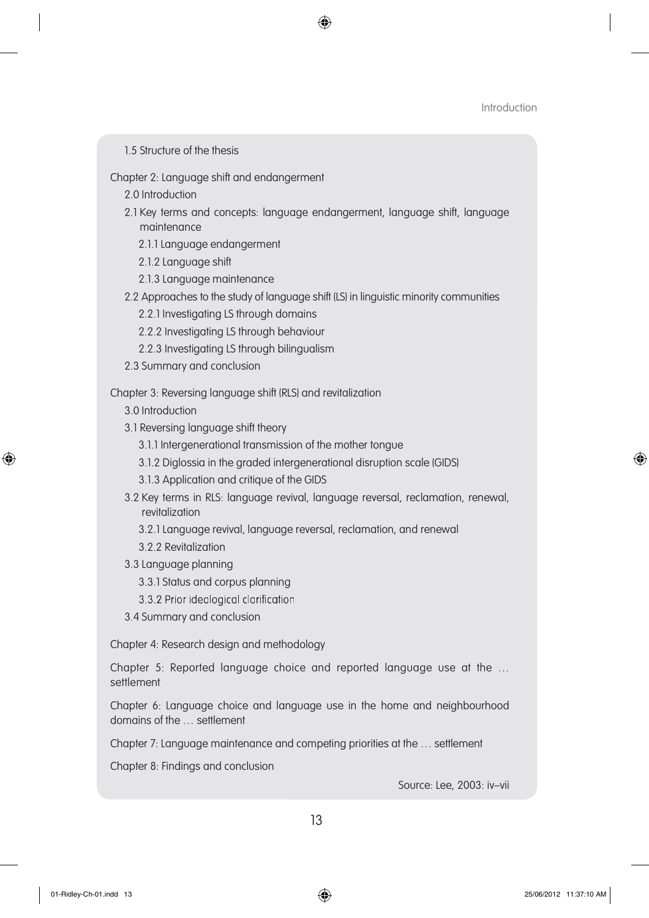1.5 Structure of the thesis

Chapter 2: Language shift and endangerment

- 2.0 Introduction
- 2.1 Key terms and concepts: language endangerment, language shift, language maintenance
  - 2.1.1 Language endangerment
  - 2.1.2 Language shift
  - 2.1.3 Language maintenance
- 2.2 Approaches to the study of language shift (LS) in linguistic minority communities
  - 2.2.1 Investigating LS through domains
  - 2.2.2 Investigating LS through behaviour
  - 2.2.3 Investigating LS through bilingualism
- 2.3 Summary and conclusion

Chapter 3: Reversing language shift (RLS) and revitalization

- 3.0 Introduction
- 3.1 Reversing language shift theory
  - 3.1.1 Intergenerational transmission of the mother tongue
  - 3.1.2 Diglossia in the graded intergenerational disruption scale (GIDS)
  - 3.1.3 Application and critique of the GIDS
- 3.2 Key terms in RLS: language revival, language reversal, reclamation, renewal, revitalization
  - 3.2.1 Language revival, language reversal, reclamation, and renewal
  - 3.2.2 Revitalization
- 3.3 Language planning
  - 3.3.1 Status and corpus planning
  - 3.3.2 Prior ideological clarification
- 3.4 Summary and conclusion

Chapter 4: Research design and methodology

Chapter 5: Reported language choice and reported language use at the … settlement

Chapter 6: Language choice and language use in the home and neighbourhood domains of the … settlement

Chapter 7: Language maintenance and competing priorities at the … settlement

Chapter 8: Findings and conclusion

Source: Lee, 2003: iv–vii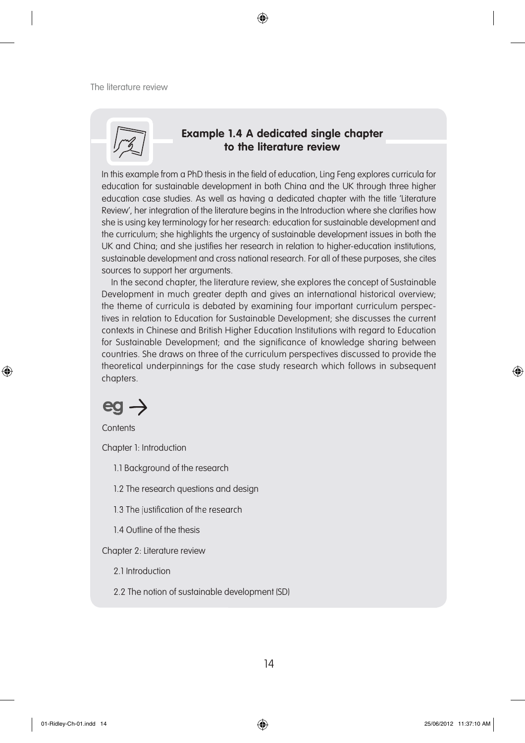### Example 1.4 A dedicated single chapter to the literature review

In this example from a PhD thesis in the field of education, Ling Feng explores curricula for education for sustainable development in both China and the UK through three higher education case studies. As well as having a dedicated chapter with the title 'Literature Review', her integration of the literature begins in the Introduction where she clarifies how she is using key terminology for her research: education for sustainable development and the curriculum; she highlights the urgency of sustainable development issues in both the UK and China; and she justifies her research in relation to higher-education institutions, sustainable development and cross national research. For all of these purposes, she cites sources to support her arguments.

In the second chapter, the literature review, she explores the concept of Sustainable Development in much greater depth and gives an international historical overview; the theme of curricula is debated by examining four important curriculum perspectives in relation to Education for Sustainable Development; she discusses the current contexts in Chinese and British Higher Education Institutions with regard to Education for Sustainable Development; and the significance of knowledge sharing between countries. She draws on three of the curriculum perspectives discussed to provide the theoretical underpinnings for the case study research which follows in subsequent chapters.

**eg →**

Contents

Chapter 1: Introduction

- 1.1 Background of the research
- 1.2 The research questions and design
- 1.3 The justification of the research
- 1.4 Outline of the thesis

Chapter 2: Literature review

- 2.1 Introduction
- 2.2 The notion of sustainable development (SD)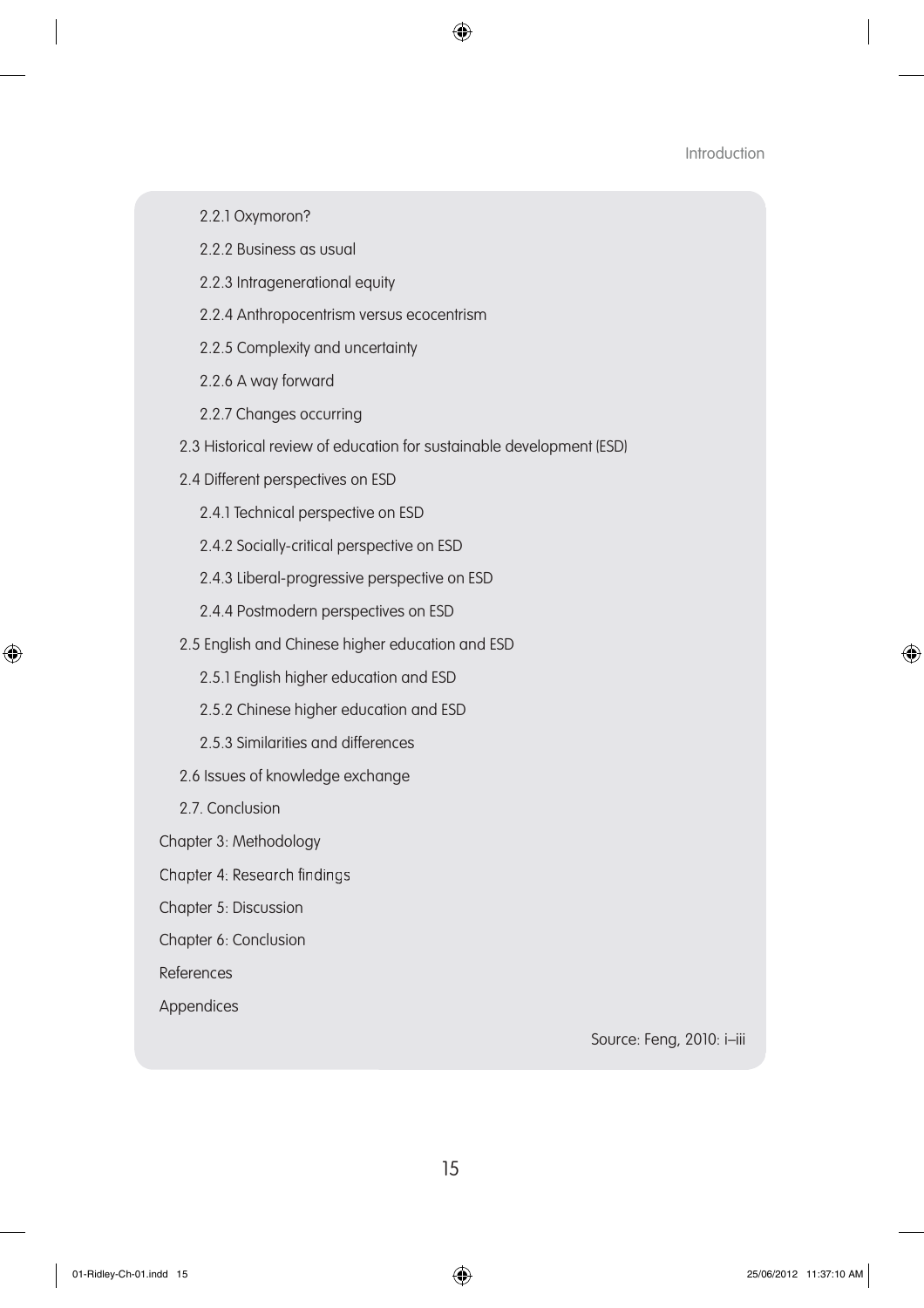2.2.1 Oxymoron?

2.2.2 Business as usual

2.2.3 Intragenerational equity

2.2.4 Anthropocentrism versus ecocentrism

2.2.5 Complexity and uncertainty

2.2.6 A way forward

2.2.7 Changes occurring

2.3 Historical review of education for sustainable development (ESD)

2.4 Different perspectives on ESD

2.4.1 Technical perspective on ESD

2.4.2 Socially-critical perspective on ESD

2.4.3 Liberal-progressive perspective on ESD

2.4.4 Postmodern perspectives on ESD

2.5 English and Chinese higher education and ESD

2.5.1 English higher education and ESD

2.5.2 Chinese higher education and ESD

2.5.3 Similarities and differences

2.6 Issues of knowledge exchange

2.7. Conclusion

Chapter 3: Methodology

Chapter 4: Research findings

Chapter 5: Discussion

Chapter 6: Conclusion

References

Appendices

Source: Feng, 2010: i–iii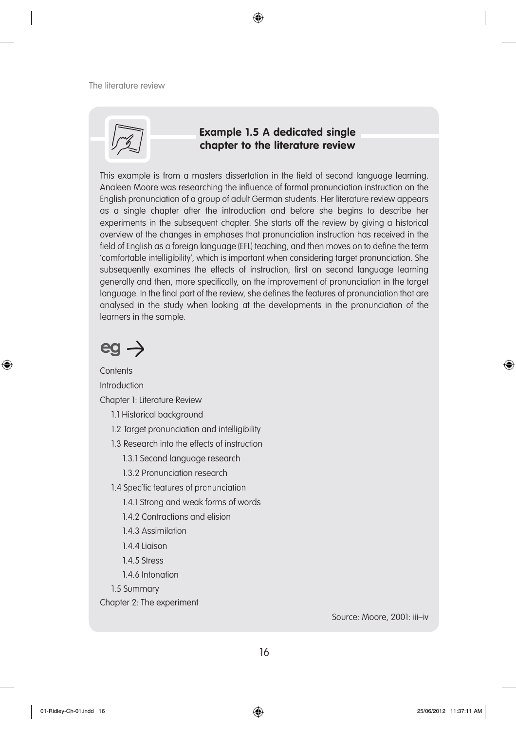### Example 1.5 A dedicated single chapter to the literature review

This example is from a masters dissertation in the field of second language learning. Analeen Moore was researching the influence of formal pronunciation instruction on the English pronunciation of a group of adult German students. Her literature review appears as a single chapter after the introduction and before she begins to describe her experiments in the subsequent chapter. She starts off the review by giving a historical overview of the changes in emphases that pronunciation instruction has received in the field of English as a foreign language (EFL) teaching, and then moves on to define the term 'comfortable intelligibility', which is important when considering target pronunciation. She subsequently examines the effects of instruction, first on second language learning generally and then, more specifically, on the improvement of pronunciation in the target language. In the final part of the review, she defines the features of pronunciation that are analysed in the study when looking at the developments in the pronunciation of the learners in the sample.

**eg →**

Contents

Introduction

Chapter 1: Literature Review

- 1.1 Historical background
- 1.2 Target pronunciation and intelligibility
- 1.3 Research into the effects of instruction
  - 1.3.1 Second language research
  - 1.3.2 Pronunciation research
- 1.4 Specific features of pronunciation
  - 1.4.1 Strong and weak forms of words
  - 1.4.2 Contractions and elision
  - 1.4.3 Assimilation
  - 1.4.4 Liaison
  - 1.4.5 Stress
  - 1.4.6 Intonation
- 1.5 Summary

Chapter 2: The experiment

Source: Moore, 2001: iii–iv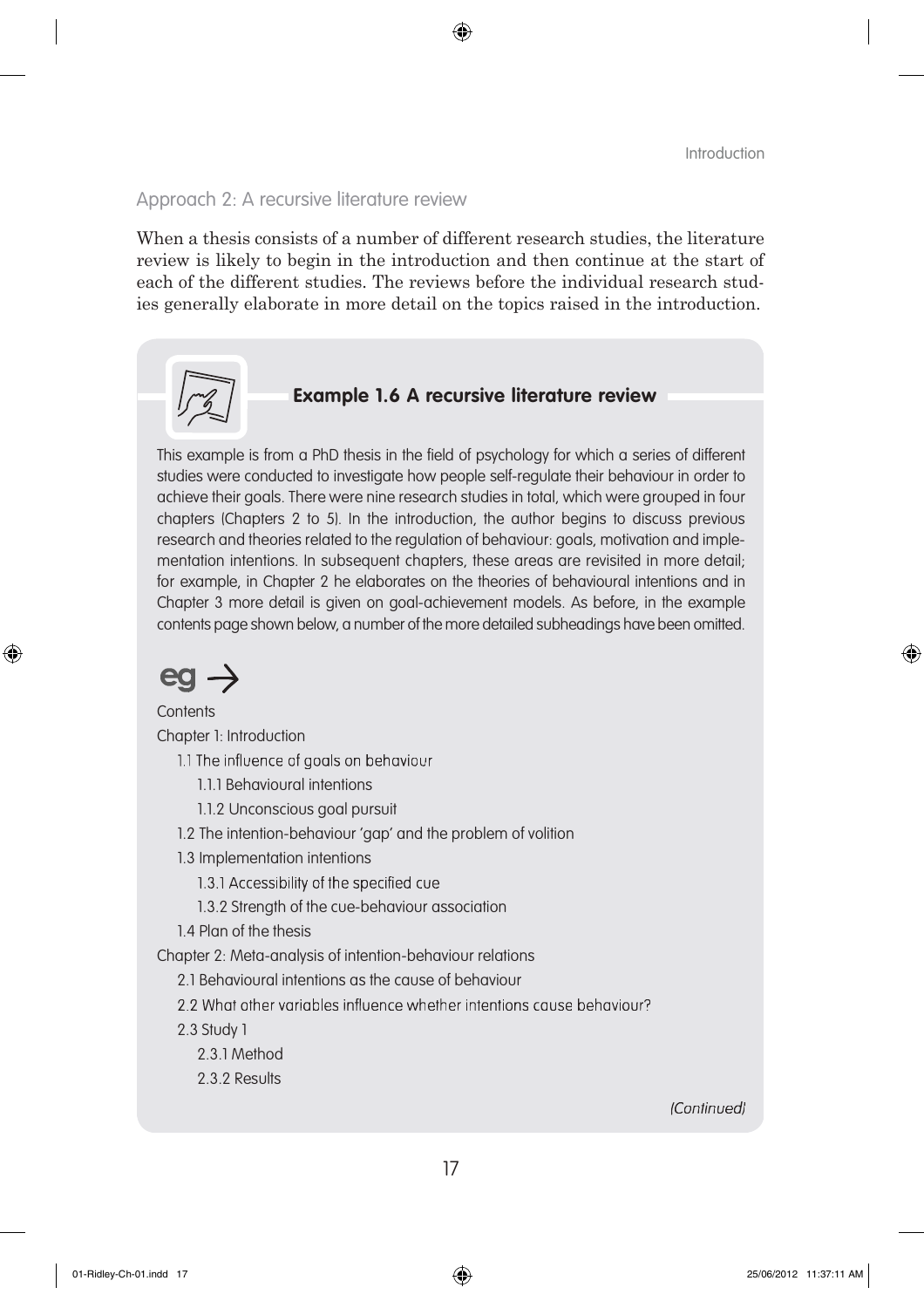### Approach 2: A recursive literature review

When a thesis consists of a number of different research studies, the literature review is likely to begin in the introduction and then continue at the start of each of the different studies. The reviews before the individual research studies generally elaborate in more detail on the topics raised in the introduction.

#### Example 1.6 A recursive literature review

This example is from a PhD thesis in the field of psychology for which a series of different studies were conducted to investigate how people self-regulate their behaviour in order to achieve their goals. There were nine research studies in total, which were grouped in four chapters (Chapters 2 to 5). In the introduction, the author begins to discuss previous research and theories related to the regulation of behaviour: goals, motivation and implementation intentions. In subsequent chapters, these areas are revisited in more detail; for example, in Chapter 2 he elaborates on the theories of behavioural intentions and in Chapter 3 more detail is given on goal-achievement models. As before, in the example contents page shown below, a number of the more detailed subheadings have been omitted.

**eg →**

Contents

Chapter 1: Introduction

- 1.1 The influence of goals on behaviour
  - 1.1.1 Behavioural intentions
  - 1.1.2 Unconscious goal pursuit
- 1.2 The intention-behaviour 'gap' and the problem of volition
- 1.3 Implementation intentions
  - 1.3.1 Accessibility of the specified cue
  - 1.3.2 Strength of the cue-behaviour association
- 1.4 Plan of the thesis

Chapter 2: Meta-analysis of intention-behaviour relations

- 2.1 Behavioural intentions as the cause of behaviour
- 2.2 What other variables influence whether intentions cause behaviour?
- 2.3 Study 1
  - 2.3.1 Method
  - 2.3.2 Results

*(Continued)*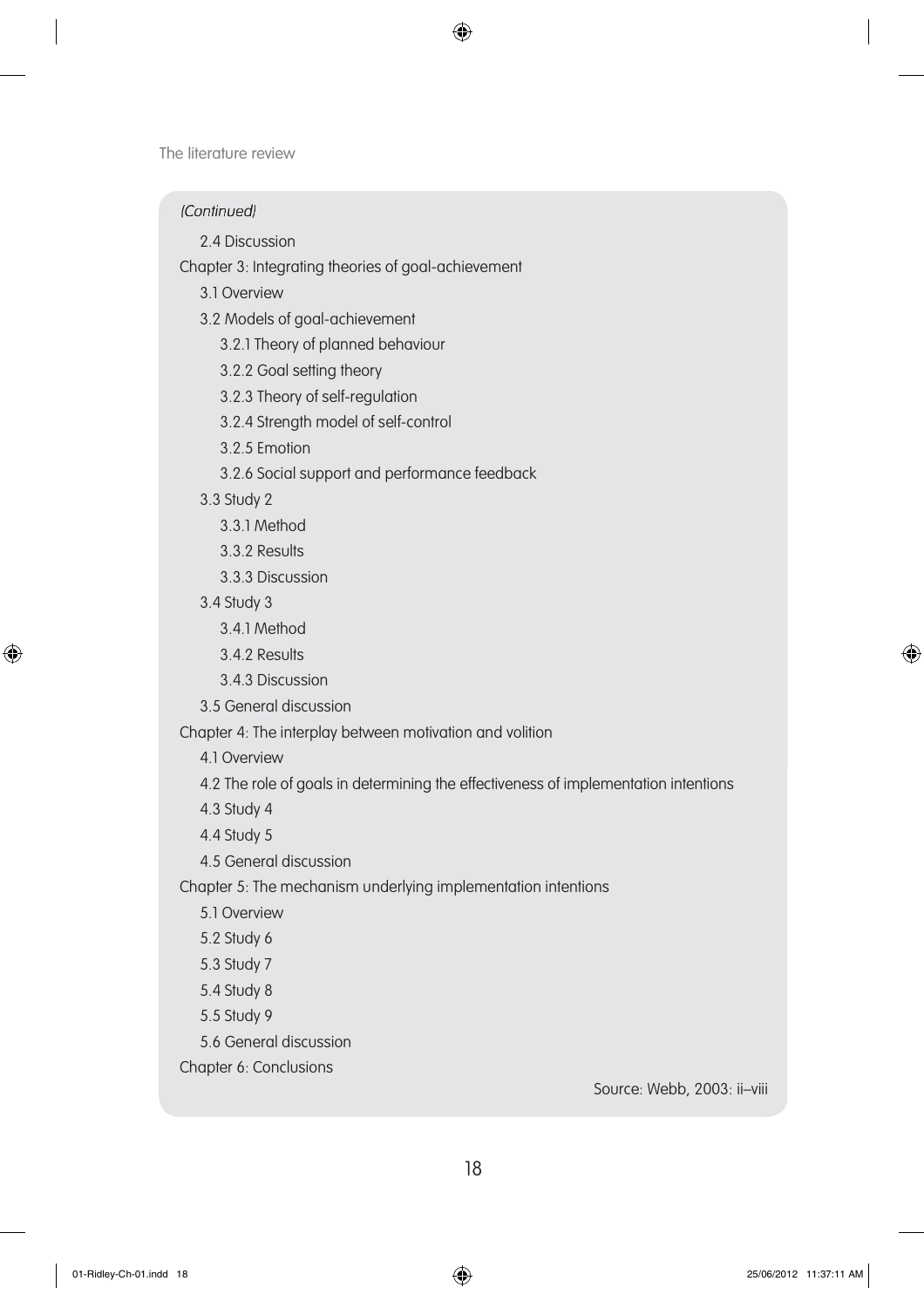*(Continued)*

- 2.4 Discussion

Chapter 3: Integrating theories of goal-achievement

- 3.1 Overview
- 3.2 Models of goal-achievement
  - 3.2.1 Theory of planned behaviour
  - 3.2.2 Goal setting theory
  - 3.2.3 Theory of self-regulation
  - 3.2.4 Strength model of self-control
  - 3.2.5 Emotion
  - 3.2.6 Social support and performance feedback
- 3.3 Study 2
  - 3.3.1 Method
  - 3.3.2 Results
  - 3.3.3 Discussion
- 3.4 Study 3
  - 3.4.1 Method
  - 3.4.2 Results
  - 3.4.3 Discussion
- 3.5 General discussion

Chapter 4: The interplay between motivation and volition

- 4.1 Overview
- 4.2 The role of goals in determining the effectiveness of implementation intentions
- 4.3 Study 4
- 4.4 Study 5
- 4.5 General discussion

Chapter 5: The mechanism underlying implementation intentions

- 5.1 Overview
- 5.2 Study 6
- 5.3 Study 7
- 5.4 Study 8
- 5.5 Study 9
- 5.6 General discussion

Chapter 6: Conclusions

Source: Webb, 2003: ii–viii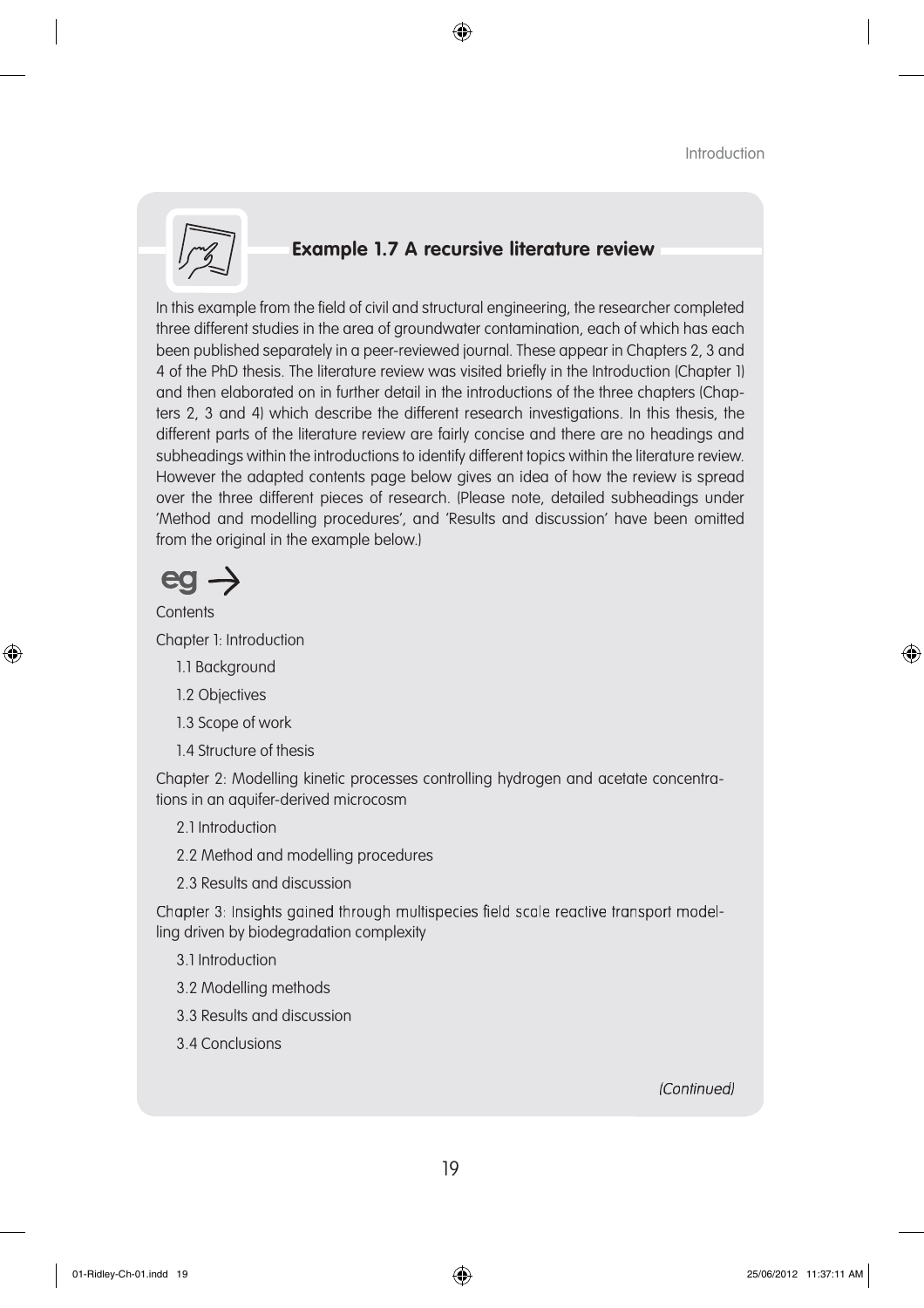### Example 1.7 A recursive literature review

In this example from the field of civil and structural engineering, the researcher completed three different studies in the area of groundwater contamination, each of which has each been published separately in a peer-reviewed journal. These appear in Chapters 2, 3 and 4 of the PhD thesis. The literature review was visited briefly in the Introduction (Chapter 1) and then elaborated on in further detail in the introductions of the three chapters (Chapters 2, 3 and 4) which describe the different research investigations. In this thesis, the different parts of the literature review are fairly concise and there are no headings and subheadings within the introductions to identify different topics within the literature review. However the adapted contents page below gives an idea of how the review is spread over the three different pieces of research. (Please note, detailed subheadings under 'Method and modelling procedures', and 'Results and discussion' have been omitted from the original in the example below.)

**eg →**

Contents

Chapter 1: Introduction

- 1.1 Background
- 1.2 Objectives
- 1.3 Scope of work
- 1.4 Structure of thesis

Chapter 2: Modelling kinetic processes controlling hydrogen and acetate concentrations in an aquifer-derived microcosm

- 2.1 Introduction
- 2.2 Method and modelling procedures
- 2.3 Results and discussion

Chapter 3: Insights gained through multispecies field scale reactive transport modelling driven by biodegradation complexity

- 3.1 Introduction
- 3.2 Modelling methods
- 3.3 Results and discussion
- 3.4 Conclusions

*(Continued)*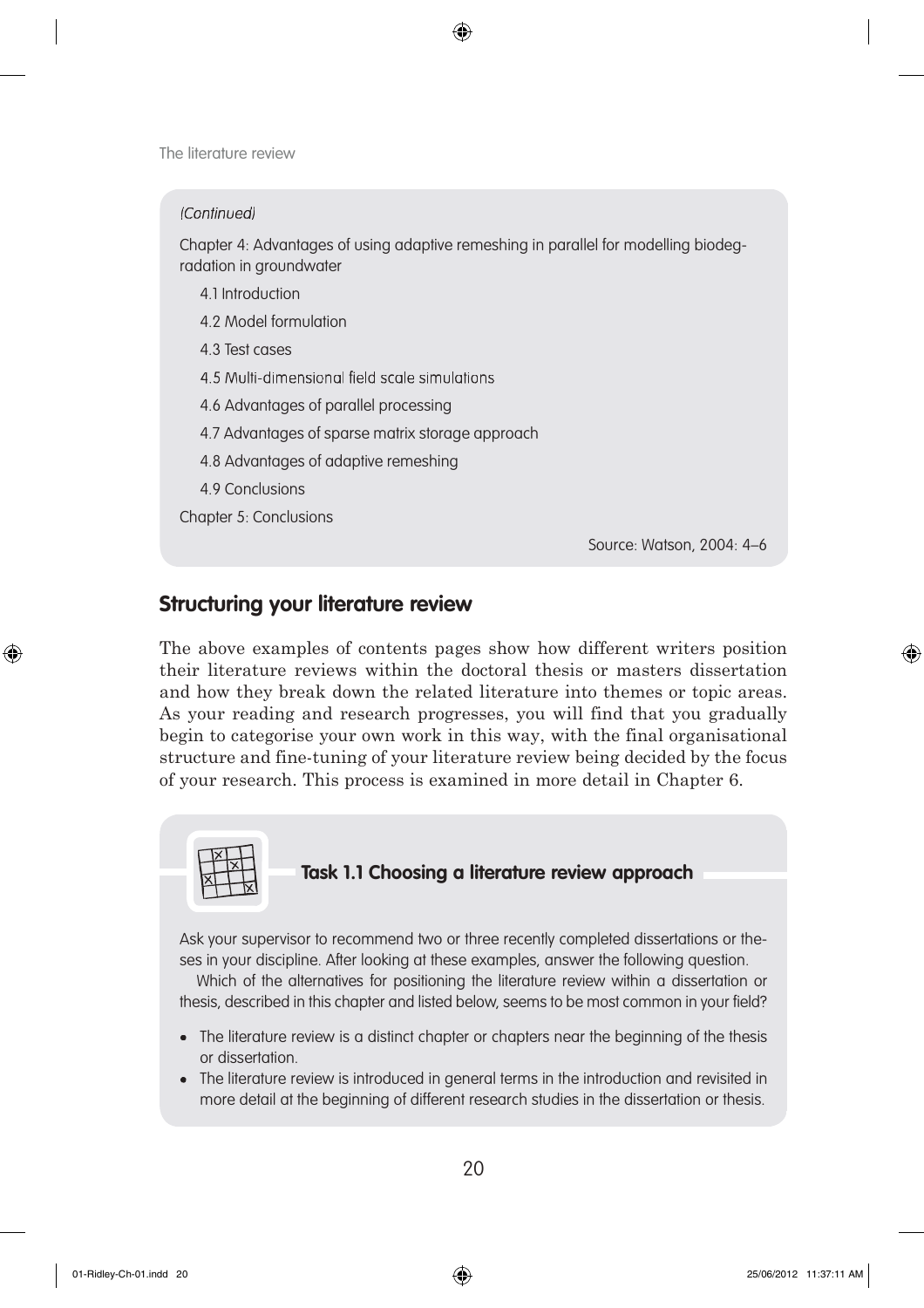*(Continued)*

Chapter 4: Advantages of using adaptive remeshing in parallel for modelling biodegradation in groundwater

4.1 Introduction

4.2 Model formulation

4.3 Test cases

4.5 Multi-dimensional field scale simulations

4.6 Advantages of parallel processing

4.7 Advantages of sparse matrix storage approach

4.8 Advantages of adaptive remeshing

4.9 Conclusions

Chapter 5: Conclusions

Source: Watson, 2004: 4–6

## Structuring your literature review

The above examples of contents pages show how different writers position their literature reviews within the doctoral thesis or masters dissertation and how they break down the related literature into themes or topic areas. As your reading and research progresses, you will find that you gradually begin to categorise your own work in this way, with the final organisational structure and fine-tuning of your literature review being decided by the focus of your research. This process is examined in more detail in Chapter 6.

### Task 1.1 Choosing a literature review approach

Ask your supervisor to recommend two or three recently completed dissertations or theses in your discipline. After looking at these examples, answer the following question.

Which of the alternatives for positioning the literature review within a dissertation or thesis, described in this chapter and listed below, seems to be most common in your field?

- The literature review is a distinct chapter or chapters near the beginning of the thesis or dissertation.
- The literature review is introduced in general terms in the introduction and revisited in more detail at the beginning of different research studies in the dissertation or thesis.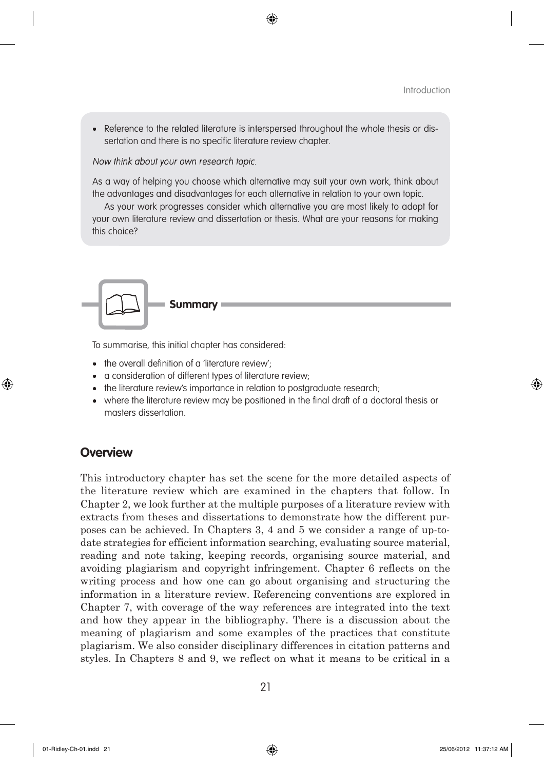- Reference to the related literature is interspersed throughout the whole thesis or dissertation and there is no specific literature review chapter.

*Now think about your own research topic.*

As a way of helping you choose which alternative may suit your own work, think about the advantages and disadvantages for each alternative in relation to your own topic.

As your work progresses consider which alternative you are most likely to adopt for your own literature review and dissertation or thesis. What are your reasons for making this choice?

**Summary**

To summarise, this initial chapter has considered:

- the overall definition of a 'literature review';
- a consideration of different types of literature review;
- the literature review's importance in relation to postgraduate research;
- where the literature review may be positioned in the final draft of a doctoral thesis or masters dissertation.

## Overview

This introductory chapter has set the scene for the more detailed aspects of the literature review which are examined in the chapters that follow. In Chapter 2, we look further at the multiple purposes of a literature review with extracts from theses and dissertations to demonstrate how the different purposes can be achieved. In Chapters 3, 4 and 5 we consider a range of up-to-date strategies for efficient information searching, evaluating source material, reading and note taking, keeping records, organising source material, and avoiding plagiarism and copyright infringement. Chapter 6 reflects on the writing process and how one can go about organising and structuring the information in a literature review. Referencing conventions are explored in Chapter 7, with coverage of the way references are integrated into the text and how they appear in the bibliography. There is a discussion about the meaning of plagiarism and some examples of the practices that constitute plagiarism. We also consider disciplinary differences in citation patterns and styles. In Chapters 8 and 9, we reflect on what it means to be critical in a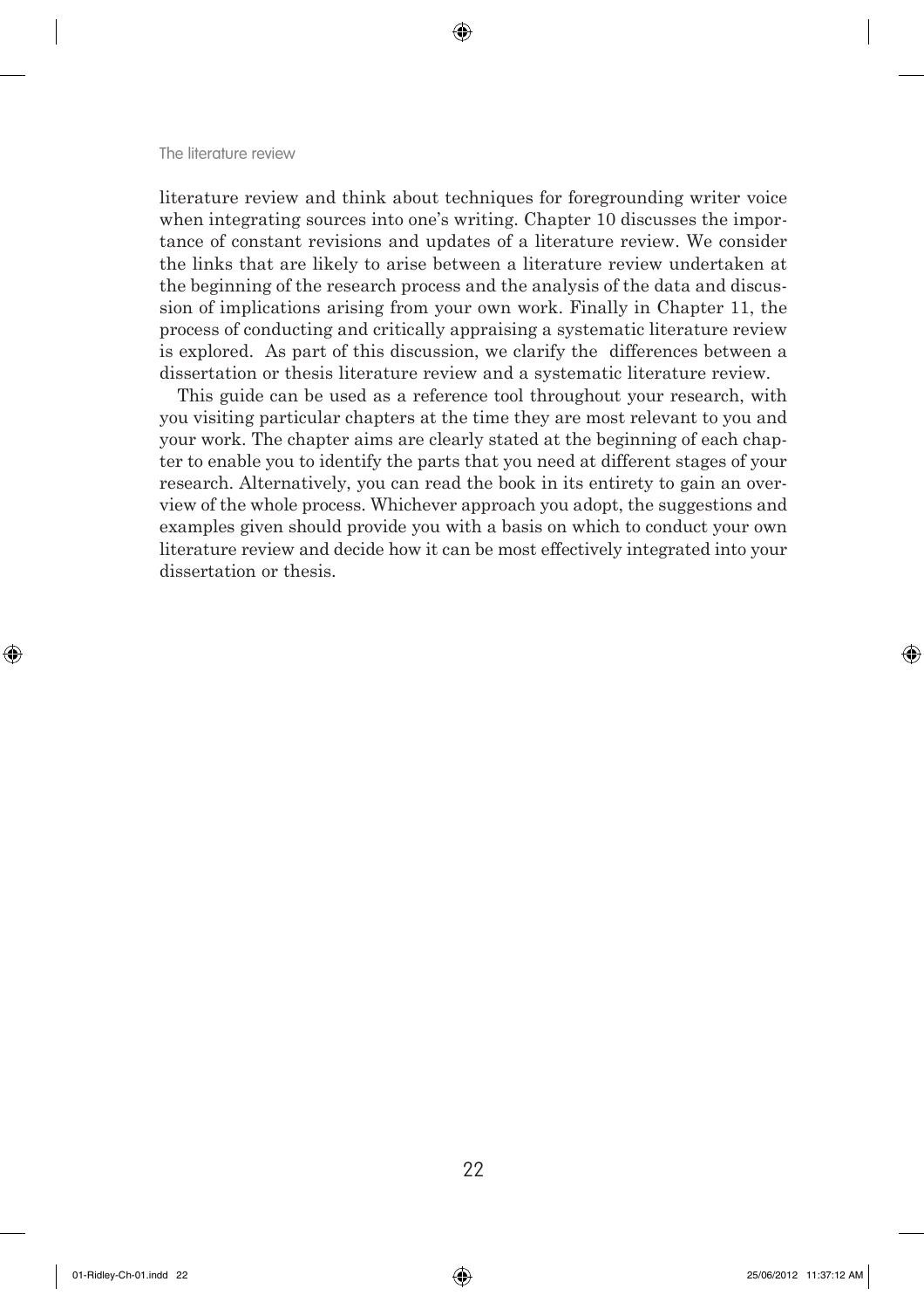literature review and think about techniques for foregrounding writer voice when integrating sources into one's writing. Chapter 10 discusses the importance of constant revisions and updates of a literature review. We consider the links that are likely to arise between a literature review undertaken at the beginning of the research process and the analysis of the data and discussion of implications arising from your own work. Finally in Chapter 11, the process of conducting and critically appraising a systematic literature review is explored. As part of this discussion, we clarify the differences between a dissertation or thesis literature review and a systematic literature review.

This guide can be used as a reference tool throughout your research, with you visiting particular chapters at the time they are most relevant to you and your work. The chapter aims are clearly stated at the beginning of each chapter to enable you to identify the parts that you need at different stages of your research. Alternatively, you can read the book in its entirety to gain an overview of the whole process. Whichever approach you adopt, the suggestions and examples given should provide you with a basis on which to conduct your own literature review and decide how it can be most effectively integrated into your dissertation or thesis.